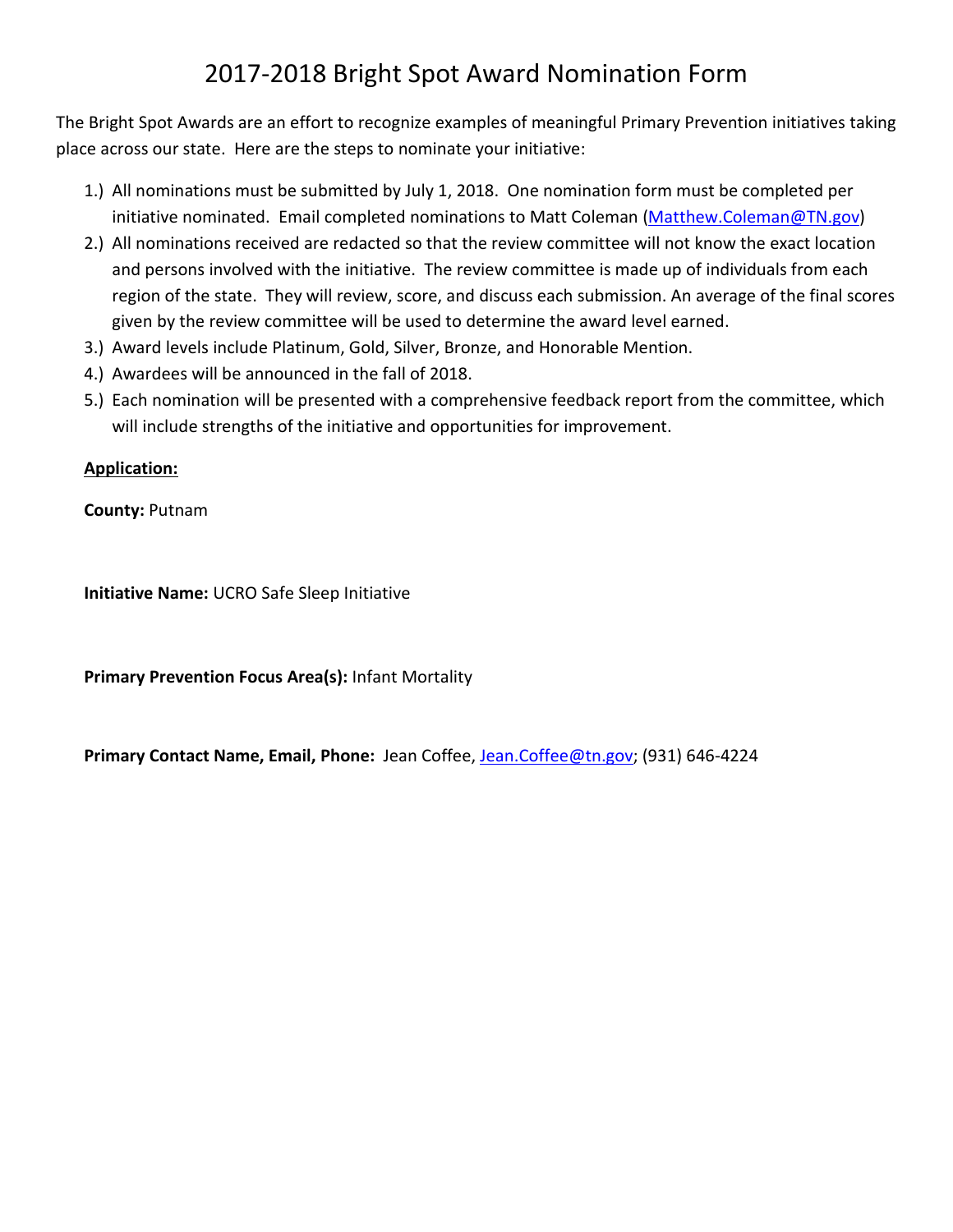# 2017-2018 Bright Spot Award Nomination Form

The Bright Spot Awards are an effort to recognize examples of meaningful Primary Prevention initiatives taking place across our state. Here are the steps to nominate your initiative:

1.) All nominations must be submitted by July 1, 2018. One nomination form must be completed per initiative nominated. Email completed nominations to Matt Coleman (Matthew.Coleman@TN.gov)
2.) All nominations received are redacted so that the review committee will not know the exact location and persons involved with the initiative. The review committee is made up of individuals from each region of the state. They will review, score, and discuss each submission. An average of the final scores given by the review committee will be used to determine the award level earned.
3.) Award levels include Platinum, Gold, Silver, Bronze, and Honorable Mention.
4.) Awardees will be announced in the fall of 2018.
5.) Each nomination will be presented with a comprehensive feedback report from the committee, which will include strengths of the initiative and opportunities for improvement.

**Application:**

**County:** Putnam

**Initiative Name:** UCRO Safe Sleep Initiative

**Primary Prevention Focus Area(s):** Infant Mortality

**Primary Contact Name, Email, Phone:** Jean Coffee, Jean.Coffee@tn.gov; (931) 646-4224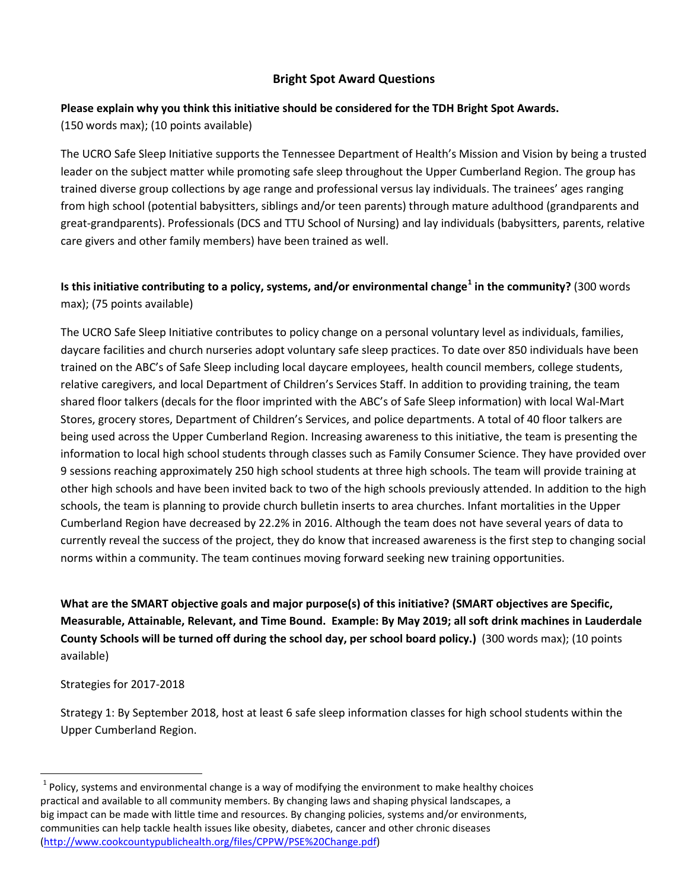## Bright Spot Award Questions

**Please explain why you think this initiative should be considered for the TDH Bright Spot Awards.**
(150 words max); (10 points available)

The UCRO Safe Sleep Initiative supports the Tennessee Department of Health's Mission and Vision by being a trusted leader on the subject matter while promoting safe sleep throughout the Upper Cumberland Region. The group has trained diverse group collections by age range and professional versus lay individuals. The trainees' ages ranging from high school (potential babysitters, siblings and/or teen parents) through mature adulthood (grandparents and great-grandparents). Professionals (DCS and TTU School of Nursing) and lay individuals (babysitters, parents, relative care givers and other family members) have been trained as well.

**Is this initiative contributing to a policy, systems, and/or environmental change[1] in the community?** (300 words max); (75 points available)

The UCRO Safe Sleep Initiative contributes to policy change on a personal voluntary level as individuals, families, daycare facilities and church nurseries adopt voluntary safe sleep practices. To date over 850 individuals have been trained on the ABC's of Safe Sleep including local daycare employees, health council members, college students, relative caregivers, and local Department of Children's Services Staff. In addition to providing training, the team shared floor talkers (decals for the floor imprinted with the ABC's of Safe Sleep information) with local Wal-Mart Stores, grocery stores, Department of Children's Services, and police departments. A total of 40 floor talkers are being used across the Upper Cumberland Region. Increasing awareness to this initiative, the team is presenting the information to local high school students through classes such as Family Consumer Science. They have provided over 9 sessions reaching approximately 250 high school students at three high schools. The team will provide training at other high schools and have been invited back to two of the high schools previously attended. In addition to the high schools, the team is planning to provide church bulletin inserts to area churches. Infant mortalities in the Upper Cumberland Region have decreased by 22.2% in 2016. Although the team does not have several years of data to currently reveal the success of the project, they do know that increased awareness is the first step to changing social norms within a community. The team continues moving forward seeking new training opportunities.

**What are the SMART objective goals and major purpose(s) of this initiative? (SMART objectives are Specific, Measurable, Attainable, Relevant, and Time Bound. Example: By May 2019; all soft drink machines in Lauderdale County Schools will be turned off during the school day, per school board policy.)** (300 words max); (10 points available)

Strategies for 2017-2018

Strategy 1: By September 2018, host at least 6 safe sleep information classes for high school students within the Upper Cumberland Region.

[1] Policy, systems and environmental change is a way of modifying the environment to make healthy choices practical and available to all community members. By changing laws and shaping physical landscapes, a big impact can be made with little time and resources. By changing policies, systems and/or environments, communities can help tackle health issues like obesity, diabetes, cancer and other chronic diseases (http://www.cookcountypublichealth.org/files/CPPW/PSE%20Change.pdf)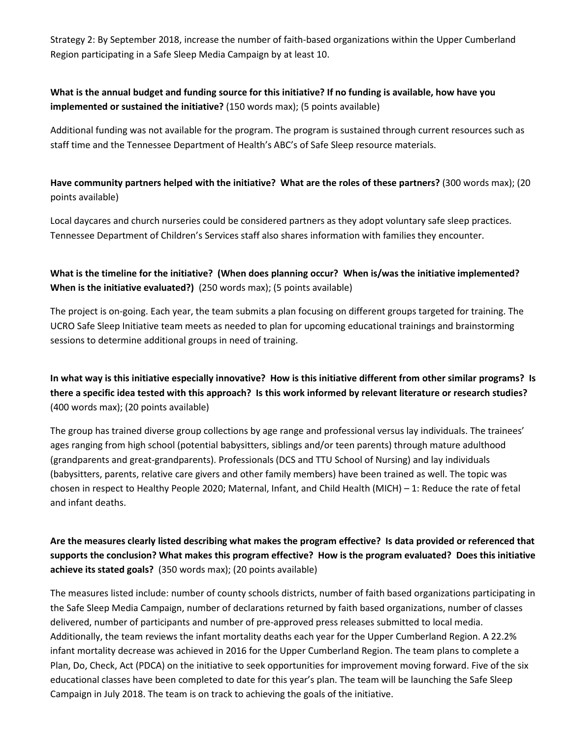Strategy 2: By September 2018, increase the number of faith-based organizations within the Upper Cumberland Region participating in a Safe Sleep Media Campaign by at least 10.

**What is the annual budget and funding source for this initiative? If no funding is available, how have you implemented or sustained the initiative?** (150 words max); (5 points available)

Additional funding was not available for the program. The program is sustained through current resources such as staff time and the Tennessee Department of Health's ABC's of Safe Sleep resource materials.

**Have community partners helped with the initiative? What are the roles of these partners?** (300 words max); (20 points available)

Local daycares and church nurseries could be considered partners as they adopt voluntary safe sleep practices. Tennessee Department of Children's Services staff also shares information with families they encounter.

**What is the timeline for the initiative? (When does planning occur? When is/was the initiative implemented? When is the initiative evaluated?)** (250 words max); (5 points available)

The project is on-going. Each year, the team submits a plan focusing on different groups targeted for training. The UCRO Safe Sleep Initiative team meets as needed to plan for upcoming educational trainings and brainstorming sessions to determine additional groups in need of training.

**In what way is this initiative especially innovative? How is this initiative different from other similar programs? Is there a specific idea tested with this approach? Is this work informed by relevant literature or research studies?** (400 words max); (20 points available)

The group has trained diverse group collections by age range and professional versus lay individuals. The trainees' ages ranging from high school (potential babysitters, siblings and/or teen parents) through mature adulthood (grandparents and great-grandparents). Professionals (DCS and TTU School of Nursing) and lay individuals (babysitters, parents, relative care givers and other family members) have been trained as well. The topic was chosen in respect to Healthy People 2020; Maternal, Infant, and Child Health (MICH) – 1: Reduce the rate of fetal and infant deaths.

**Are the measures clearly listed describing what makes the program effective? Is data provided or referenced that supports the conclusion? What makes this program effective? How is the program evaluated? Does this initiative achieve its stated goals?** (350 words max); (20 points available)

The measures listed include: number of county schools districts, number of faith based organizations participating in the Safe Sleep Media Campaign, number of declarations returned by faith based organizations, number of classes delivered, number of participants and number of pre-approved press releases submitted to local media. Additionally, the team reviews the infant mortality deaths each year for the Upper Cumberland Region. A 22.2% infant mortality decrease was achieved in 2016 for the Upper Cumberland Region. The team plans to complete a Plan, Do, Check, Act (PDCA) on the initiative to seek opportunities for improvement moving forward. Five of the six educational classes have been completed to date for this year's plan. The team will be launching the Safe Sleep Campaign in July 2018. The team is on track to achieving the goals of the initiative.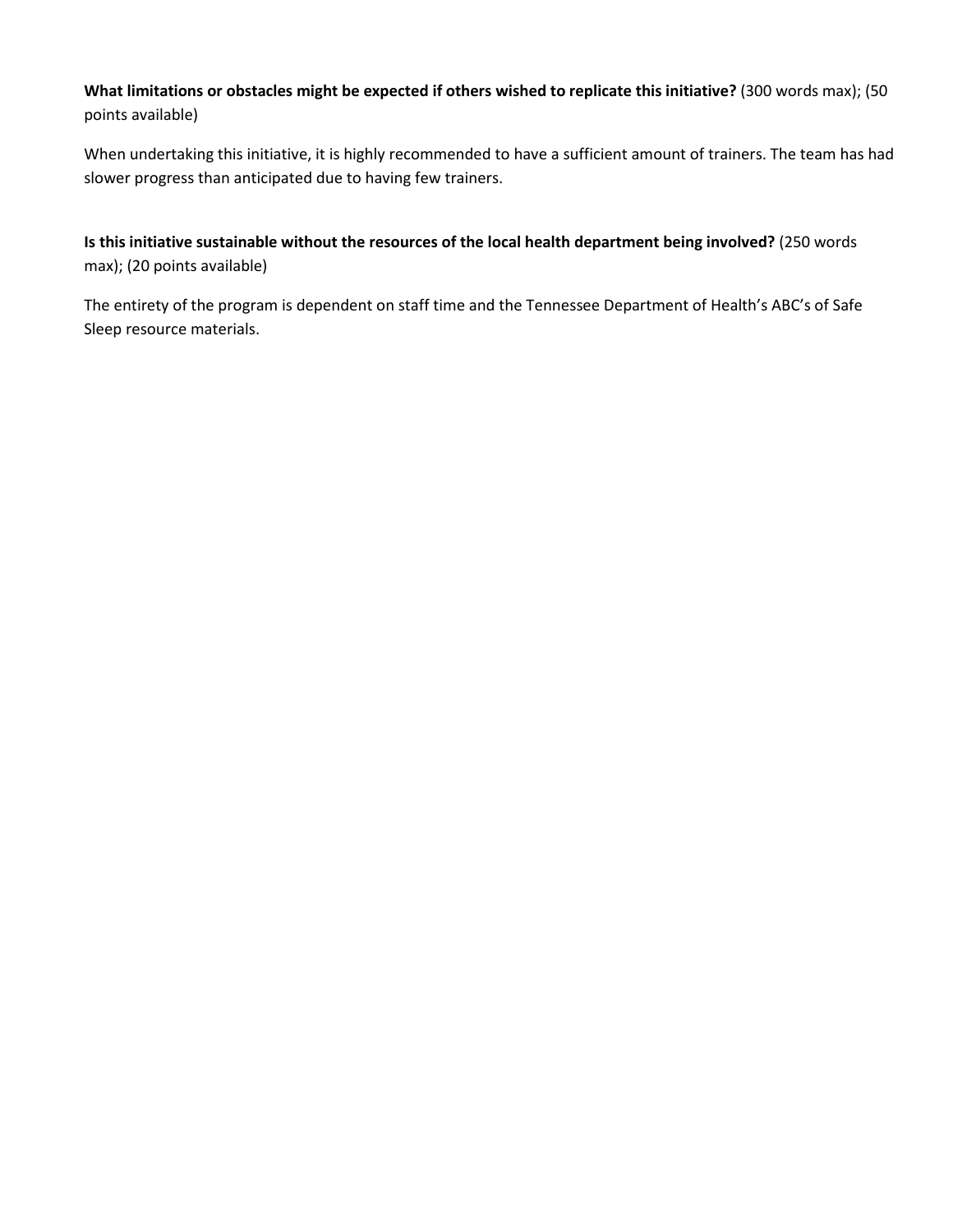**What limitations or obstacles might be expected if others wished to replicate this initiative?** (300 words max); (50 points available)

When undertaking this initiative, it is highly recommended to have a sufficient amount of trainers. The team has had slower progress than anticipated due to having few trainers.

**Is this initiative sustainable without the resources of the local health department being involved?** (250 words max); (20 points available)

The entirety of the program is dependent on staff time and the Tennessee Department of Health's ABC's of Safe Sleep resource materials.